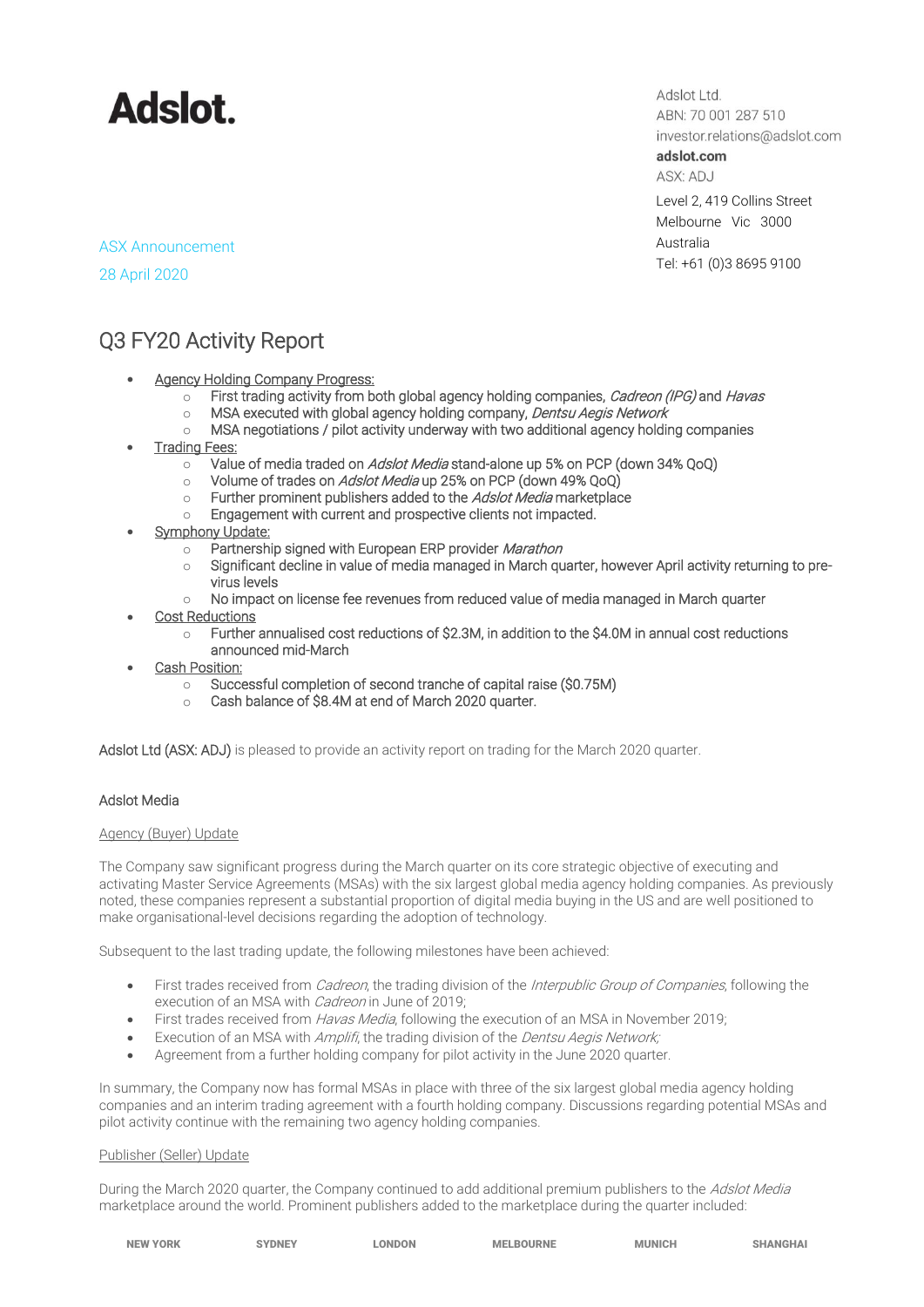# Adslot.

Adslot Ltd.
ABN: 70 001 287 510
investor.relations@adslot.com
**adslot.com**
ASX: ADJ

Level 2, 419 Collins Street
Melbourne Vic 3000
Australia
Tel: +61 (0)3 8695 9100

ASX Announcement
28 April 2020

## Q3 FY20 Activity Report

- Agency Holding Company Progress:
    - First trading activity from both global agency holding companies, *Cadreon (IPG)* and *Havas*
    - MSA executed with global agency holding company, *Dentsu Aegis Network*
    - MSA negotiations / pilot activity underway with two additional agency holding companies
- Trading Fees:
    - Value of media traded on *Adslot Media* stand-alone up 5% on PCP (down 34% QoQ)
    - Volume of trades on *Adslot Media* up 25% on PCP (down 49% QoQ)
    - Further prominent publishers added to the *Adslot Media* marketplace
    - Engagement with current and prospective clients not impacted.
- Symphony Update:
    - Partnership signed with European ERP provider *Marathon*
    - Significant decline in value of media managed in March quarter, however April activity returning to pre-virus levels
    - No impact on license fee revenues from reduced value of media managed in March quarter
- Cost Reductions
    - Further annualised cost reductions of $2.3M, in addition to the $4.0M in annual cost reductions announced mid-March
- Cash Position:
    - Successful completion of second tranche of capital raise ($0.75M)
    - Cash balance of $8.4M at end of March 2020 quarter.

Adslot Ltd (ASX: ADJ) is pleased to provide an activity report on trading for the March 2020 quarter.

### Adslot Media

Agency (Buyer) Update

The Company saw significant progress during the March quarter on its core strategic objective of executing and activating Master Service Agreements (MSAs) with the six largest global media agency holding companies. As previously noted, these companies represent a substantial proportion of digital media buying in the US and are well positioned to make organisational-level decisions regarding the adoption of technology.

Subsequent to the last trading update, the following milestones have been achieved:

- First trades received from *Cadreon*, the trading division of the *Interpublic Group of Companies*, following the execution of an MSA with *Cadreon* in June of 2019;
- First trades received from *Havas Media*, following the execution of an MSA in November 2019;
- Execution of an MSA with *Amplifi*, the trading division of the *Dentsu Aegis Network;*
- Agreement from a further holding company for pilot activity in the June 2020 quarter.

In summary, the Company now has formal MSAs in place with three of the six largest global media agency holding companies and an interim trading agreement with a fourth holding company. Discussions regarding potential MSAs and pilot activity continue with the remaining two agency holding companies.

Publisher (Seller) Update

During the March 2020 quarter, the Company continued to add additional premium publishers to the *Adslot Media* marketplace around the world. Prominent publishers added to the marketplace during the quarter included: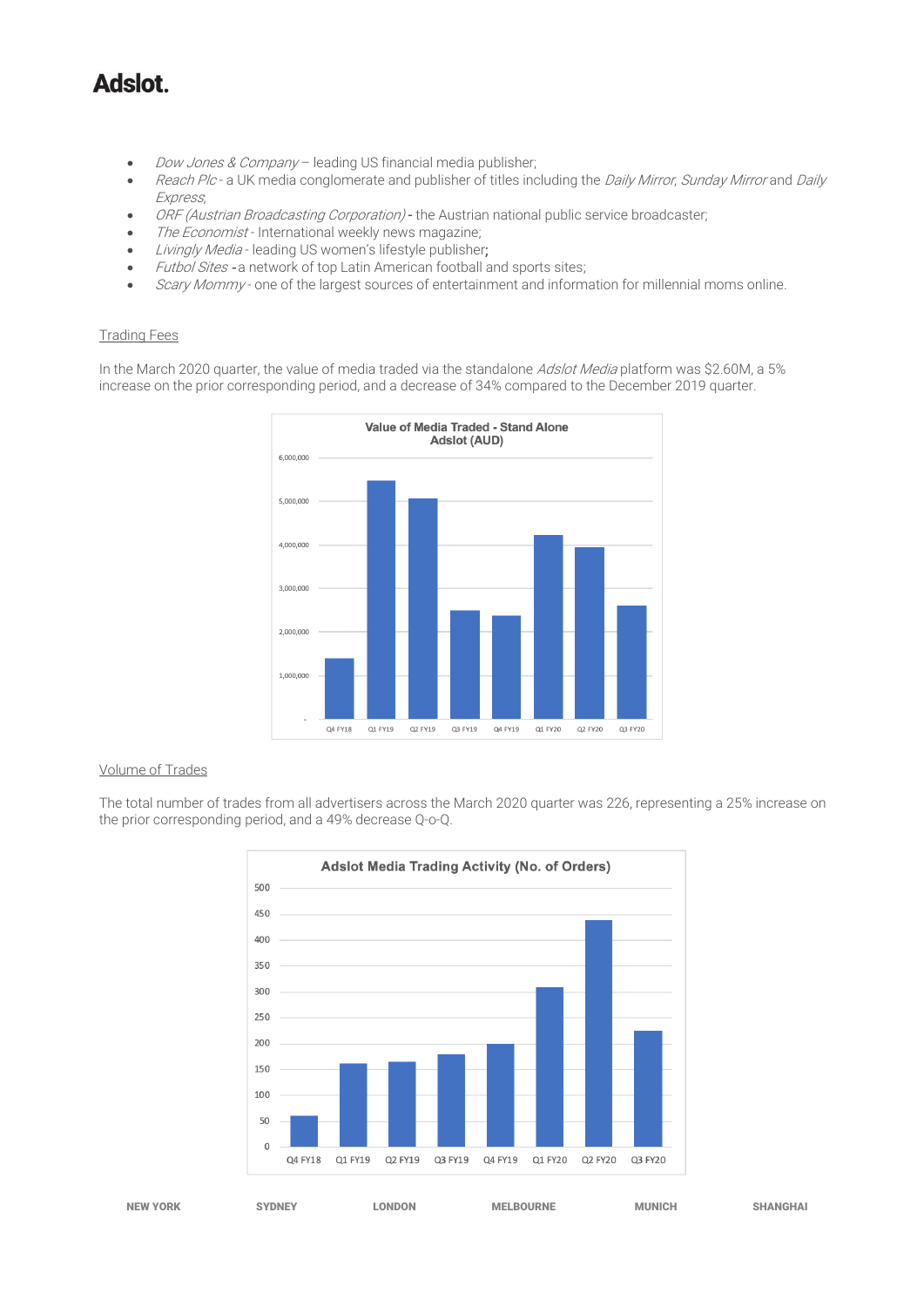- *Dow Jones & Company* – leading US financial media publisher;
- *Reach Plc* - a UK media conglomerate and publisher of titles including the *Daily Mirror*, *Sunday Mirror* and *Daily Express*;
- *ORF (Austrian Broadcasting Corporation)* - the Austrian national public service broadcaster;
- *The Economist* - International weekly news magazine;
- *Livingly Media* - leading US women's lifestyle publisher;
- *Futbol Sites* - a network of top Latin American football and sports sites;
- *Scary Mommy* - one of the largest sources of entertainment and information for millennial moms online.

Trading Fees

In the March 2020 quarter, the value of media traded via the standalone *Adslot Media* platform was $2.60M, a 5% increase on the prior corresponding period, and a decrease of 34% compared to the December 2019 quarter.

**Value of Media Traded - Stand Alone Adslot (AUD)**

Volume of Trades

The total number of trades from all advertisers across the March 2020 quarter was 226, representing a 25% increase on the prior corresponding period, and a 49% decrease Q-o-Q.

**Adslot Media Trading Activity (No. of Orders)**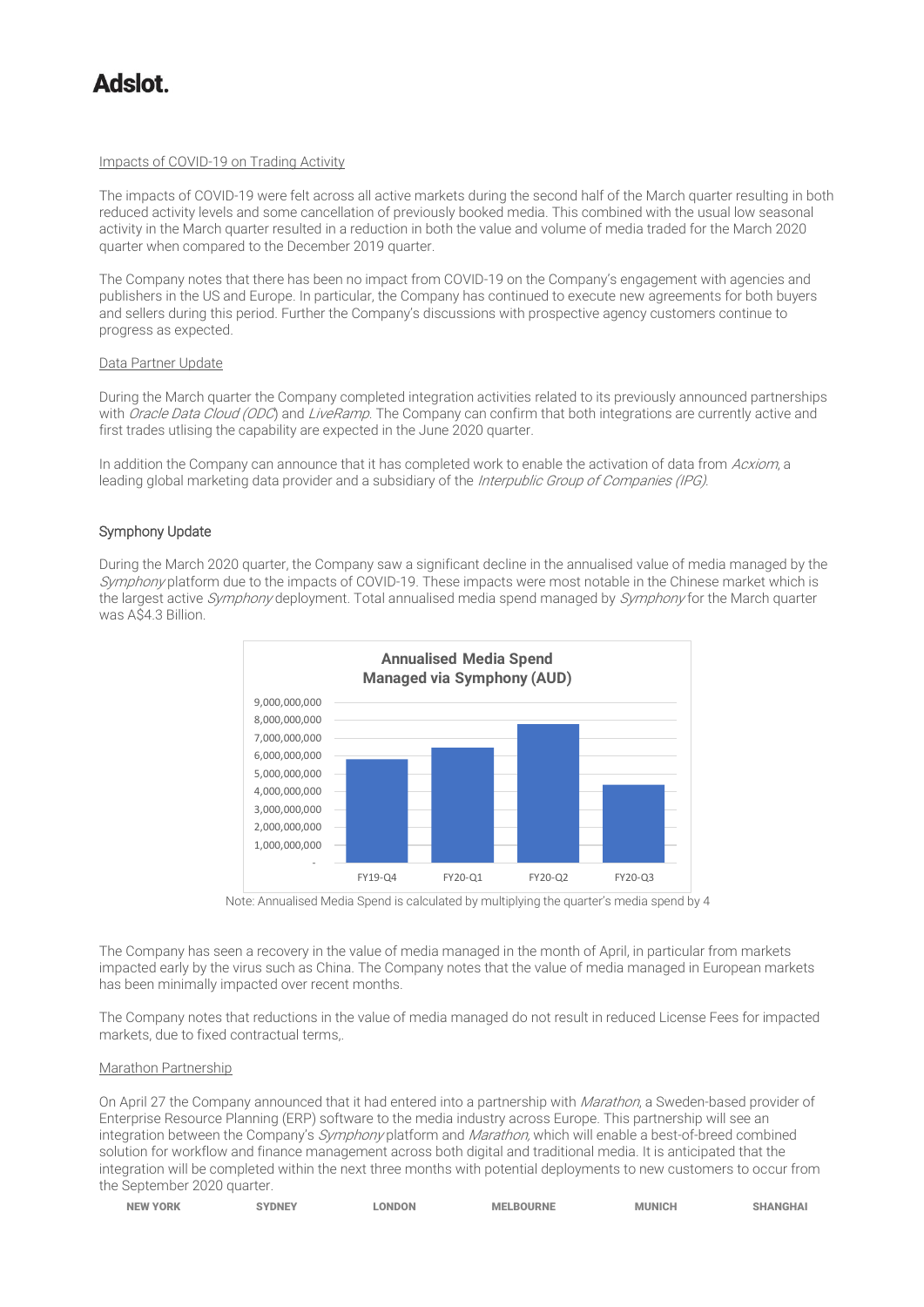Impacts of COVID-19 on Trading Activity

The impacts of COVID-19 were felt across all active markets during the second half of the March quarter resulting in both reduced activity levels and some cancellation of previously booked media. This combined with the usual low seasonal activity in the March quarter resulted in a reduction in both the value and volume of media traded for the March 2020 quarter when compared to the December 2019 quarter.

The Company notes that there has been no impact from COVID-19 on the Company's engagement with agencies and publishers in the US and Europe. In particular, the Company has continued to execute new agreements for both buyers and sellers during this period. Further the Company's discussions with prospective agency customers continue to progress as expected.

Data Partner Update

During the March quarter the Company completed integration activities related to its previously announced partnerships with *Oracle Data Cloud (ODC)* and *LiveRamp*. The Company can confirm that both integrations are currently active and first trades utlising the capability are expected in the June 2020 quarter.

In addition the Company can announce that it has completed work to enable the activation of data from *Acxiom*, a leading global marketing data provider and a subsidiary of the *Interpublic Group of Companies (IPG)*.

## Symphony Update

During the March 2020 quarter, the Company saw a significant decline in the annualised value of media managed by the *Symphony* platform due to the impacts of COVID-19. These impacts were most notable in the Chinese market which is the largest active *Symphony* deployment. Total annualised media spend managed by *Symphony* for the March quarter was A$4.3 Billion.

**Annualised Media Spend Managed via Symphony (AUD)**

Note: Annualised Media Spend is calculated by multiplying the quarter's media spend by 4

The Company has seen a recovery in the value of media managed in the month of April, in particular from markets impacted early by the virus such as China. The Company notes that the value of media managed in European markets has been minimally impacted over recent months.

The Company notes that reductions in the value of media managed do not result in reduced License Fees for impacted markets, due to fixed contractual terms,.

Marathon Partnership

On April 27 the Company announced that it had entered into a partnership with *Marathon*, a Sweden-based provider of Enterprise Resource Planning (ERP) software to the media industry across Europe. This partnership will see an integration between the Company's *Symphony* platform and *Marathon*, which will enable a best-of-breed combined solution for workflow and finance management across both digital and traditional media. It is anticipated that the integration will be completed within the next three months with potential deployments to new customers to occur from the September 2020 quarter.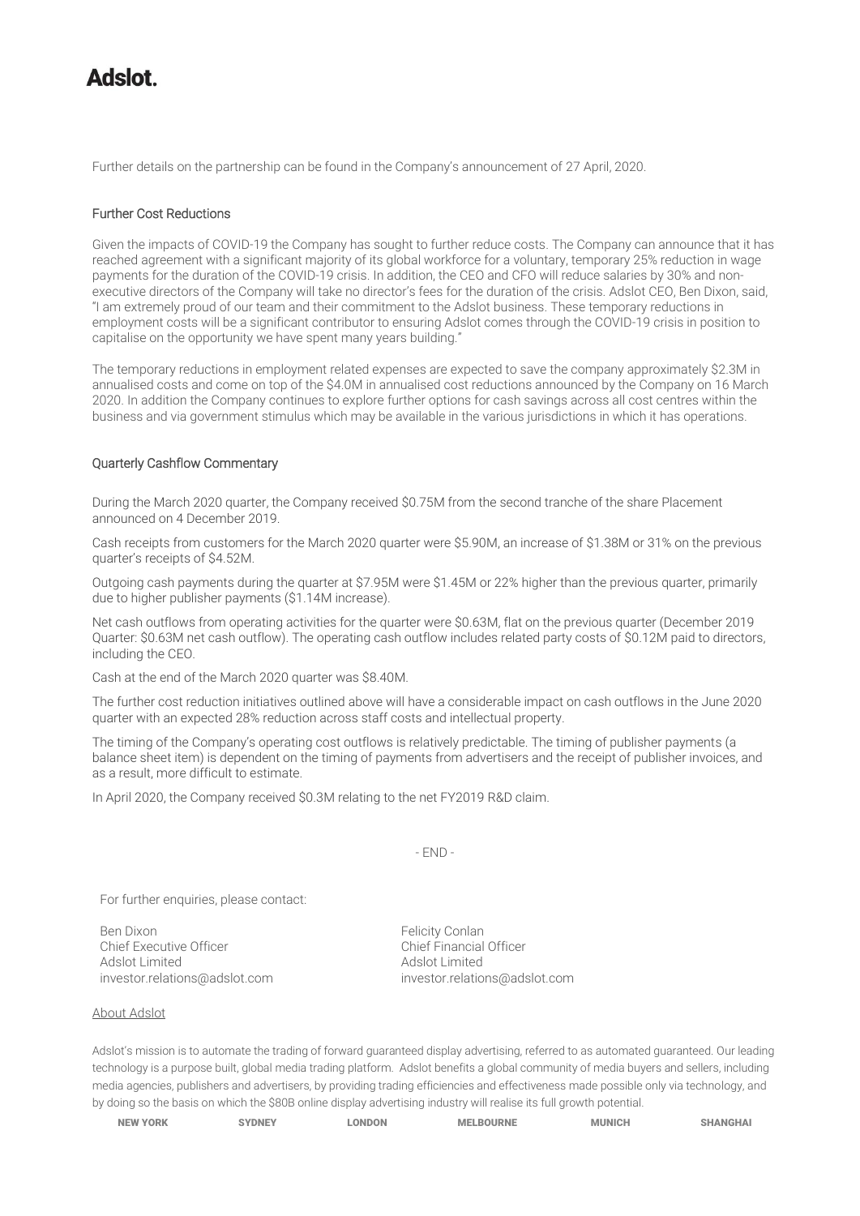# Adslot.

Further details on the partnership can be found in the Company's announcement of 27 April, 2020.

## Further Cost Reductions

Given the impacts of COVID-19 the Company has sought to further reduce costs. The Company can announce that it has reached agreement with a significant majority of its global workforce for a voluntary, temporary 25% reduction in wage payments for the duration of the COVID-19 crisis. In addition, the CEO and CFO will reduce salaries by 30% and non-executive directors of the Company will take no director's fees for the duration of the crisis. Adslot CEO, Ben Dixon, said, "I am extremely proud of our team and their commitment to the Adslot business. These temporary reductions in employment costs will be a significant contributor to ensuring Adslot comes through the COVID-19 crisis in position to capitalise on the opportunity we have spent many years building."

The temporary reductions in employment related expenses are expected to save the company approximately $2.3M in annualised costs and come on top of the $4.0M in annualised cost reductions announced by the Company on 16 March 2020. In addition the Company continues to explore further options for cash savings across all cost centres within the business and via government stimulus which may be available in the various jurisdictions in which it has operations.

## Quarterly Cashflow Commentary

During the March 2020 quarter, the Company received $0.75M from the second tranche of the share Placement announced on 4 December 2019.

Cash receipts from customers for the March 2020 quarter were $5.90M, an increase of $1.38M or 31% on the previous quarter's receipts of $4.52M.

Outgoing cash payments during the quarter at $7.95M were $1.45M or 22% higher than the previous quarter, primarily due to higher publisher payments ($1.14M increase).

Net cash outflows from operating activities for the quarter were $0.63M, flat on the previous quarter (December 2019 Quarter: $0.63M net cash outflow). The operating cash outflow includes related party costs of $0.12M paid to directors, including the CEO.

Cash at the end of the March 2020 quarter was $8.40M.

The further cost reduction initiatives outlined above will have a considerable impact on cash outflows in the June 2020 quarter with an expected 28% reduction across staff costs and intellectual property.

The timing of the Company's operating cost outflows is relatively predictable. The timing of publisher payments (a balance sheet item) is dependent on the timing of payments from advertisers and the receipt of publisher invoices, and as a result, more difficult to estimate.

In April 2020, the Company received $0.3M relating to the net FY2019 R&D claim.

- END -

For further enquiries, please contact:

Ben Dixon
Chief Executive Officer
Adslot Limited
investor.relations@adslot.com

Felicity Conlan
Chief Financial Officer
Adslot Limited
investor.relations@adslot.com

About Adslot

Adslot's mission is to automate the trading of forward guaranteed display advertising, referred to as automated guaranteed. Our leading technology is a purpose built, global media trading platform. Adslot benefits a global community of media buyers and sellers, including media agencies, publishers and advertisers, by providing trading efficiencies and effectiveness made possible only via technology, and by doing so the basis on which the $80B online display advertising industry will realise its full growth potential.

NEW YORK SYDNEY LONDON MELBOURNE MUNICH SHANGHAI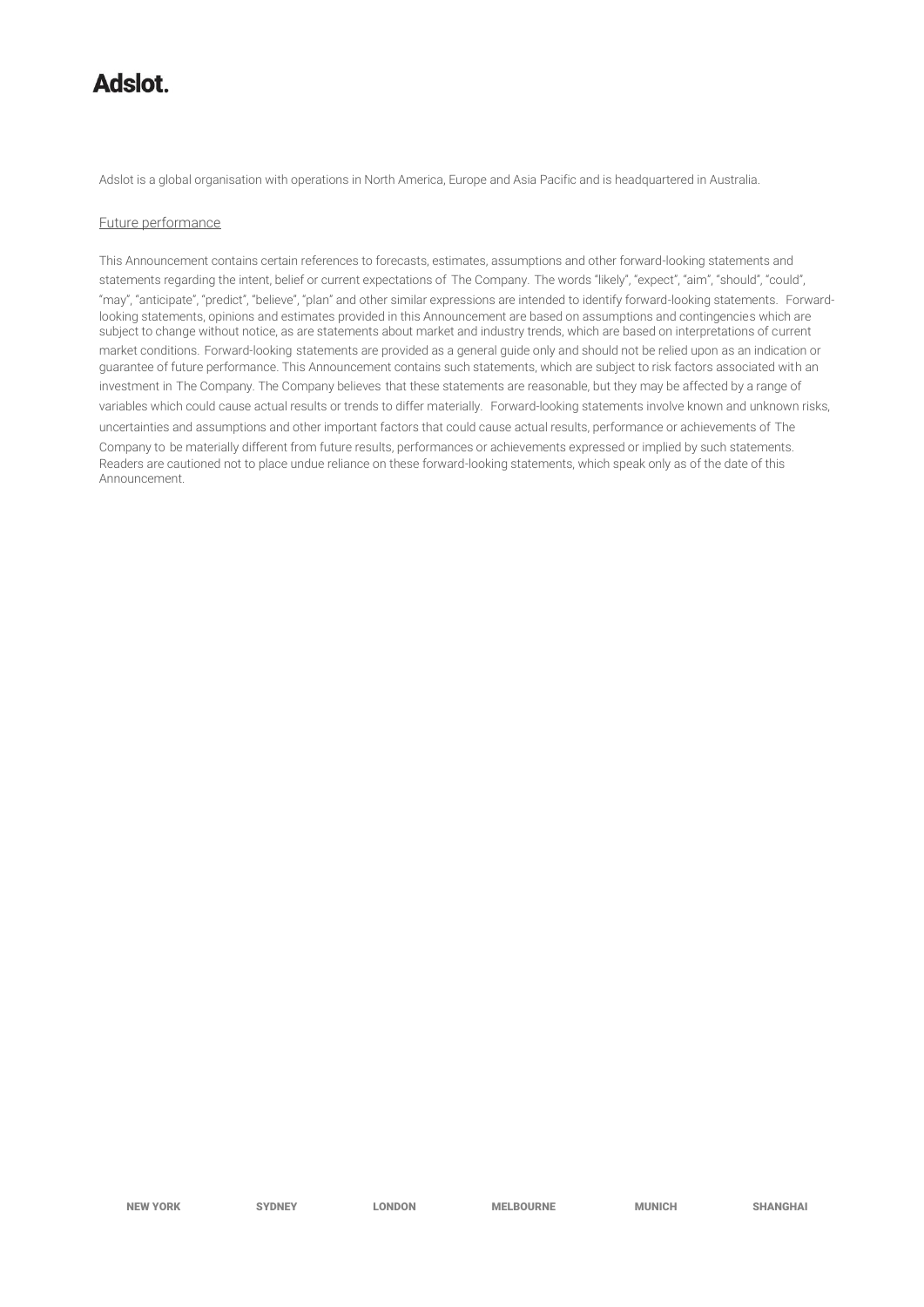Adslot is a global organisation with operations in North America, Europe and Asia Pacific and is headquartered in Australia.

Future performance

This Announcement contains certain references to forecasts, estimates, assumptions and other forward-looking statements and statements regarding the intent, belief or current expectations of The Company. The words "likely", "expect", "aim", "should", "could", "may", "anticipate", "predict", "believe", "plan" and other similar expressions are intended to identify forward-looking statements. Forward-looking statements, opinions and estimates provided in this Announcement are based on assumptions and contingencies which are subject to change without notice, as are statements about market and industry trends, which are based on interpretations of current market conditions. Forward-looking statements are provided as a general guide only and should not be relied upon as an indication or guarantee of future performance. This Announcement contains such statements, which are subject to risk factors associated with an investment in The Company. The Company believes that these statements are reasonable, but they may be affected by a range of variables which could cause actual results or trends to differ materially. Forward-looking statements involve known and unknown risks, uncertainties and assumptions and other important factors that could cause actual results, performance or achievements of The Company to be materially different from future results, performances or achievements expressed or implied by such statements. Readers are cautioned not to place undue reliance on these forward-looking statements, which speak only as of the date of this Announcement.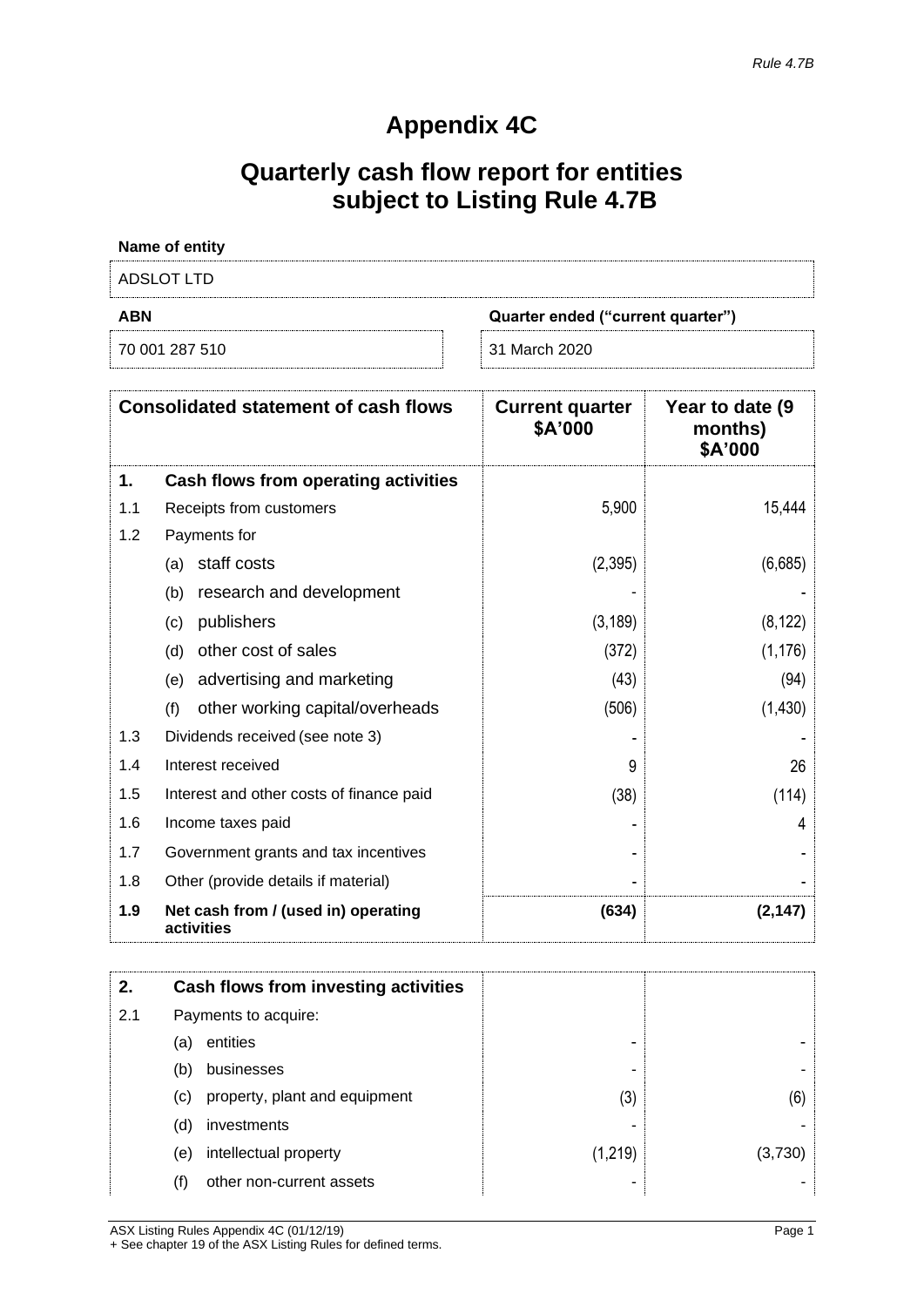*Rule 4.7B*

# Appendix 4C

## Quarterly cash flow report for entities subject to Listing Rule 4.7B

**Name of entity**

ADSLOT LTD

| **ABN** | **Quarter ended ("current quarter")** |
|---|---|
| 70 001 287 510 | 31 March 2020 |

| | **Consolidated statement of cash flows** | **Current quarter $A'000** | **Year to date (9 months) $A'000** |
|---|---|---|---|
| **1.** | **Cash flows from operating activities** | | |
| 1.1 | Receipts from customers | 5,900 | 15,444 |
| 1.2 | Payments for | | |
| | (a) staff costs | (2,395) | (6,685) |
| | (b) research and development | - | - |
| | (c) publishers | (3,189) | (8,122) |
| | (d) other cost of sales | (372) | (1,176) |
| | (e) advertising and marketing | (43) | (94) |
| | (f) other working capital/overheads | (506) | (1,430) |
| 1.3 | Dividends received (see note 3) | - | - |
| 1.4 | Interest received | 9 | 26 |
| 1.5 | Interest and other costs of finance paid | (38) | (114) |
| 1.6 | Income taxes paid | - | 4 |
| 1.7 | Government grants and tax incentives | - | - |
| 1.8 | Other (provide details if material) | - | - |
| **1.9** | **Net cash from / (used in) operating activities** | **(634)** | **(2,147)** |

| | | | |
|---|---|---|---|
| **2.** | **Cash flows from investing activities** | | |
| 2.1 | Payments to acquire: | | |
| | (a) entities | - | - |
| | (b) businesses | - | - |
| | (c) property, plant and equipment | (3) | (6) |
| | (d) investments | - | - |
| | (e) intellectual property | (1,219) | (3,730) |
| | (f) other non-current assets | - | - |

ASX Listing Rules Appendix 4C (01/12/19)
+ See chapter 19 of the ASX Listing Rules for defined terms.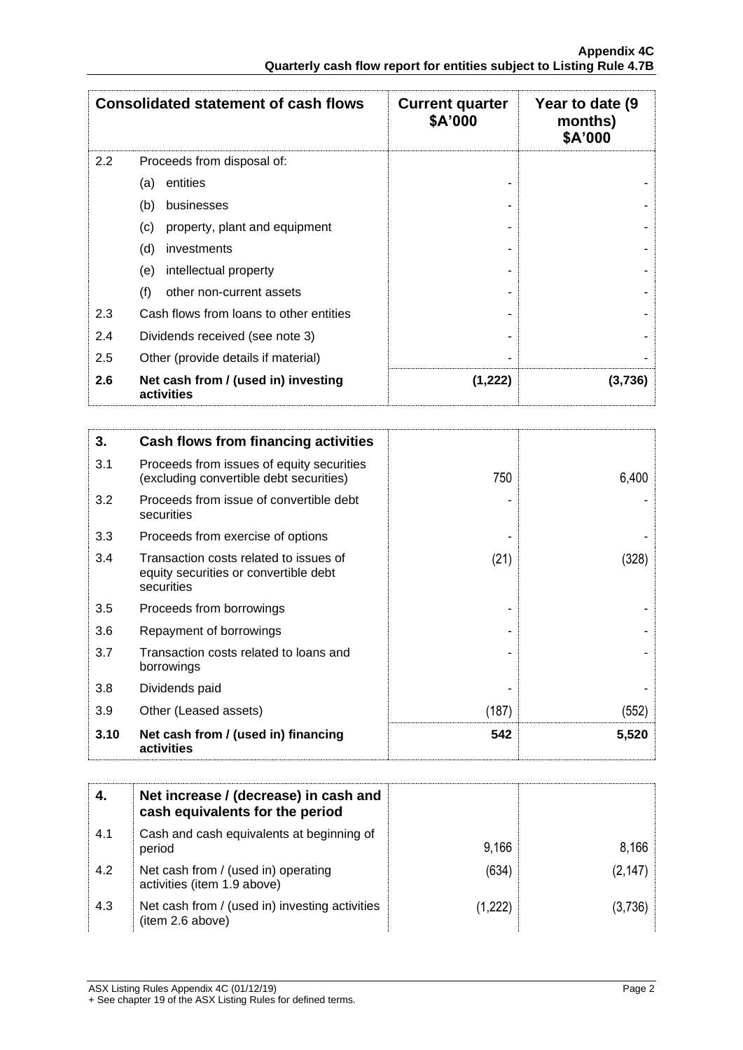| Consolidated statement of cash flows | | Current quarter $A'000 | Year to date (9 months) $A'000 |
|---|---|---|---|
| 2.2 | Proceeds from disposal of: | | |
| | (a) entities | - | - |
| | (b) businesses | - | - |
| | (c) property, plant and equipment | - | - |
| | (d) investments | - | - |
| | (e) intellectual property | - | - |
| | (f) other non-current assets | - | - |
| 2.3 | Cash flows from loans to other entities | - | - |
| 2.4 | Dividends received (see note 3) | - | - |
| 2.5 | Other (provide details if material) | - | - |
| **2.6** | **Net cash from / (used in) investing activities** | **(1,222)** | **(3,736)** |

| 3. | Cash flows from financing activities | | |
|---|---|---|---|
| 3.1 | Proceeds from issues of equity securities (excluding convertible debt securities) | 750 | 6,400 |
| 3.2 | Proceeds from issue of convertible debt securities | - | - |
| 3.3 | Proceeds from exercise of options | - | - |
| 3.4 | Transaction costs related to issues of equity securities or convertible debt securities | (21) | (328) |
| 3.5 | Proceeds from borrowings | - | - |
| 3.6 | Repayment of borrowings | - | - |
| 3.7 | Transaction costs related to loans and borrowings | - | - |
| 3.8 | Dividends paid | - | - |
| 3.9 | Other (Leased assets) | (187) | (552) |
| **3.10** | **Net cash from / (used in) financing activities** | **542** | **5,520** |

| 4. | Net increase / (decrease) in cash and cash equivalents for the period | | |
|---|---|---|---|
| 4.1 | Cash and cash equivalents at beginning of period | 9,166 | 8,166 |
| 4.2 | Net cash from / (used in) operating activities (item 1.9 above) | (634) | (2,147) |
| 4.3 | Net cash from / (used in) investing activities (item 2.6 above) | (1,222) | (3,736) |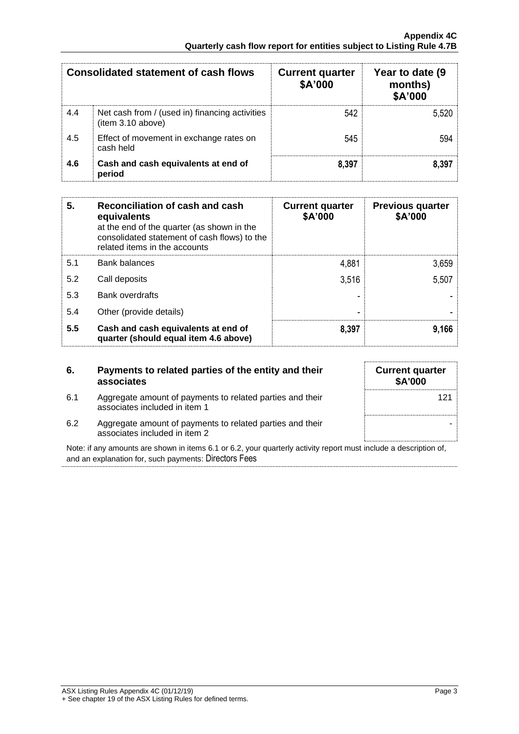| Consolidated statement of cash flows | | Current quarter $A'000 | Year to date (9 months) $A'000 |
|---|---|---|---|
| 4.4 | Net cash from / (used in) financing activities (item 3.10 above) | 542 | 5,520 |
| 4.5 | Effect of movement in exchange rates on cash held | 545 | 594 |
| **4.6** | **Cash and cash equivalents at end of period** | **8,397** | **8,397** |

| **5.** | **Reconciliation of cash and cash equivalents** at the end of the quarter (as shown in the consolidated statement of cash flows) to the related items in the accounts | **Current quarter $A'000** | **Previous quarter $A'000** |
|---|---|---|---|
| 5.1 | Bank balances | 4,881 | 3,659 |
| 5.2 | Call deposits | 3,516 | 5,507 |
| 5.3 | Bank overdrafts | - | - |
| 5.4 | Other (provide details) | - | - |
| **5.5** | **Cash and cash equivalents at end of quarter (should equal item 4.6 above)** | **8,397** | **9,166** |

| **6.** | **Payments to related parties of the entity and their associates** | **Current quarter $A'000** |
|---|---|---|
| 6.1 | Aggregate amount of payments to related parties and their associates included in item 1 | 121 |
| 6.2 | Aggregate amount of payments to related parties and their associates included in item 2 | - |

Note: if any amounts are shown in items 6.1 or 6.2, your quarterly activity report must include a description of, and an explanation for, such payments: Directors Fees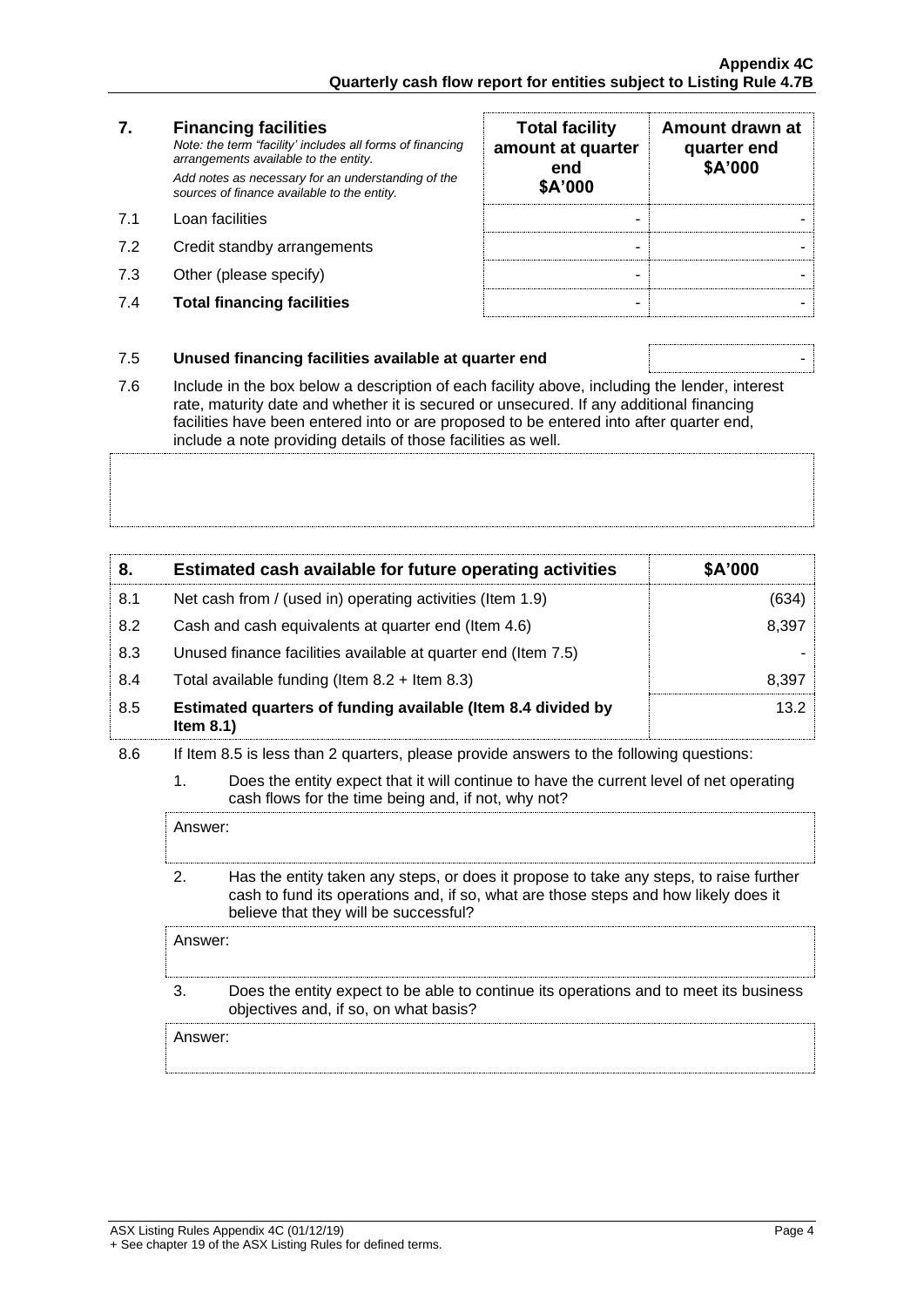| 7. | **Financing facilities** *Note: the term "facility' includes all forms of financing arrangements available to the entity.* *Add notes as necessary for an understanding of the sources of finance available to the entity.* | **Total facility amount at quarter end $A'000** | **Amount drawn at quarter end $A'000** |
|---|---|---|---|
| 7.1 | Loan facilities | - | - |
| 7.2 | Credit standby arrangements | - | - |
| 7.3 | Other (please specify) | - | - |
| 7.4 | **Total financing facilities** | - | - |

| 7.5 | **Unused financing facilities available at quarter end** | - |
|---|---|---|

7.6 Include in the box below a description of each facility above, including the lender, interest rate, maturity date and whether it is secured or unsecured. If any additional financing facilities have been entered into or are proposed to be entered into after quarter end, include a note providing details of those facilities as well.

| 8. | **Estimated cash available for future operating activities** | **$A'000** |
|---|---|---|
| 8.1 | Net cash from / (used in) operating activities (Item 1.9) | (634) |
| 8.2 | Cash and cash equivalents at quarter end (Item 4.6) | 8,397 |
| 8.3 | Unused finance facilities available at quarter end (Item 7.5) | - |
| 8.4 | Total available funding (Item 8.2 + Item 8.3) | 8,397 |
| 8.5 | **Estimated quarters of funding available (Item 8.4 divided by Item 8.1)** | 13.2 |

8.6 If Item 8.5 is less than 2 quarters, please provide answers to the following questions:

1. Does the entity expect that it will continue to have the current level of net operating cash flows for the time being and, if not, why not?

   Answer:

2. Has the entity taken any steps, or does it propose to take any steps, to raise further cash to fund its operations and, if so, what are those steps and how likely does it believe that they will be successful?

   Answer:

3. Does the entity expect to be able to continue its operations and to meet its business objectives and, if so, on what basis?

   Answer: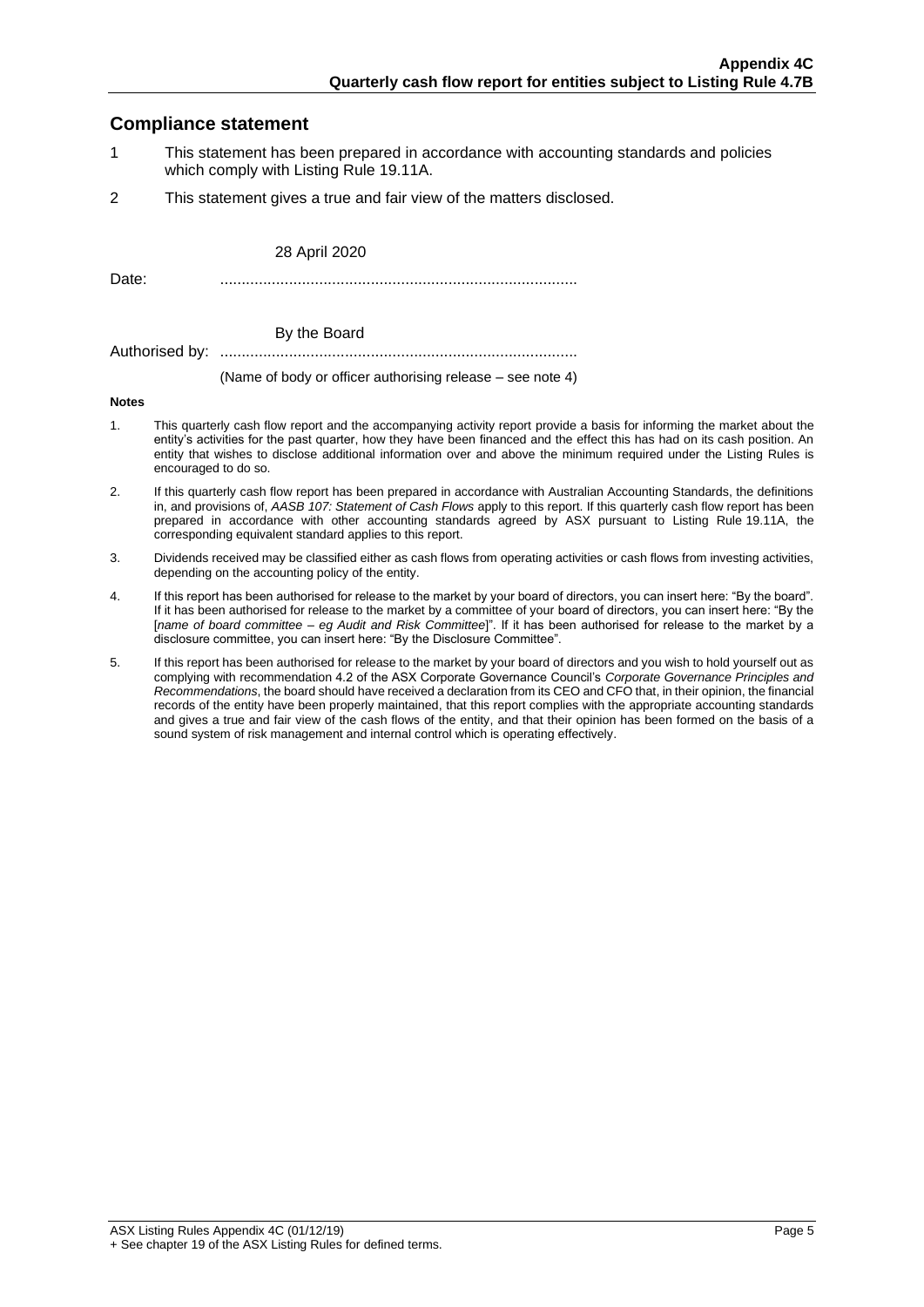## Compliance statement

1 This statement has been prepared in accordance with accounting standards and policies which comply with Listing Rule 19.11A.

2 This statement gives a true and fair view of the matters disclosed.

Date: 28 April 2020

Authorised by: By the Board

(Name of body or officer authorising release – see note 4)

**Notes**

1. This quarterly cash flow report and the accompanying activity report provide a basis for informing the market about the entity's activities for the past quarter, how they have been financed and the effect this has had on its cash position. An entity that wishes to disclose additional information over and above the minimum required under the Listing Rules is encouraged to do so.

2. If this quarterly cash flow report has been prepared in accordance with Australian Accounting Standards, the definitions in, and provisions of, *AASB 107: Statement of Cash Flows* apply to this report. If this quarterly cash flow report has been prepared in accordance with other accounting standards agreed by ASX pursuant to Listing Rule 19.11A, the corresponding equivalent standard applies to this report.

3. Dividends received may be classified either as cash flows from operating activities or cash flows from investing activities, depending on the accounting policy of the entity.

4. If this report has been authorised for release to the market by your board of directors, you can insert here: "By the board". If it has been authorised for release to the market by a committee of your board of directors, you can insert here: "By the [*name of board committee – eg Audit and Risk Committee*]". If it has been authorised for release to the market by a disclosure committee, you can insert here: "By the Disclosure Committee".

5. If this report has been authorised for release to the market by your board of directors and you wish to hold yourself out as complying with recommendation 4.2 of the ASX Corporate Governance Council's *Corporate Governance Principles and Recommendations*, the board should have received a declaration from its CEO and CFO that, in their opinion, the financial records of the entity have been properly maintained, that this report complies with the appropriate accounting standards and gives a true and fair view of the cash flows of the entity, and that their opinion has been formed on the basis of a sound system of risk management and internal control which is operating effectively.